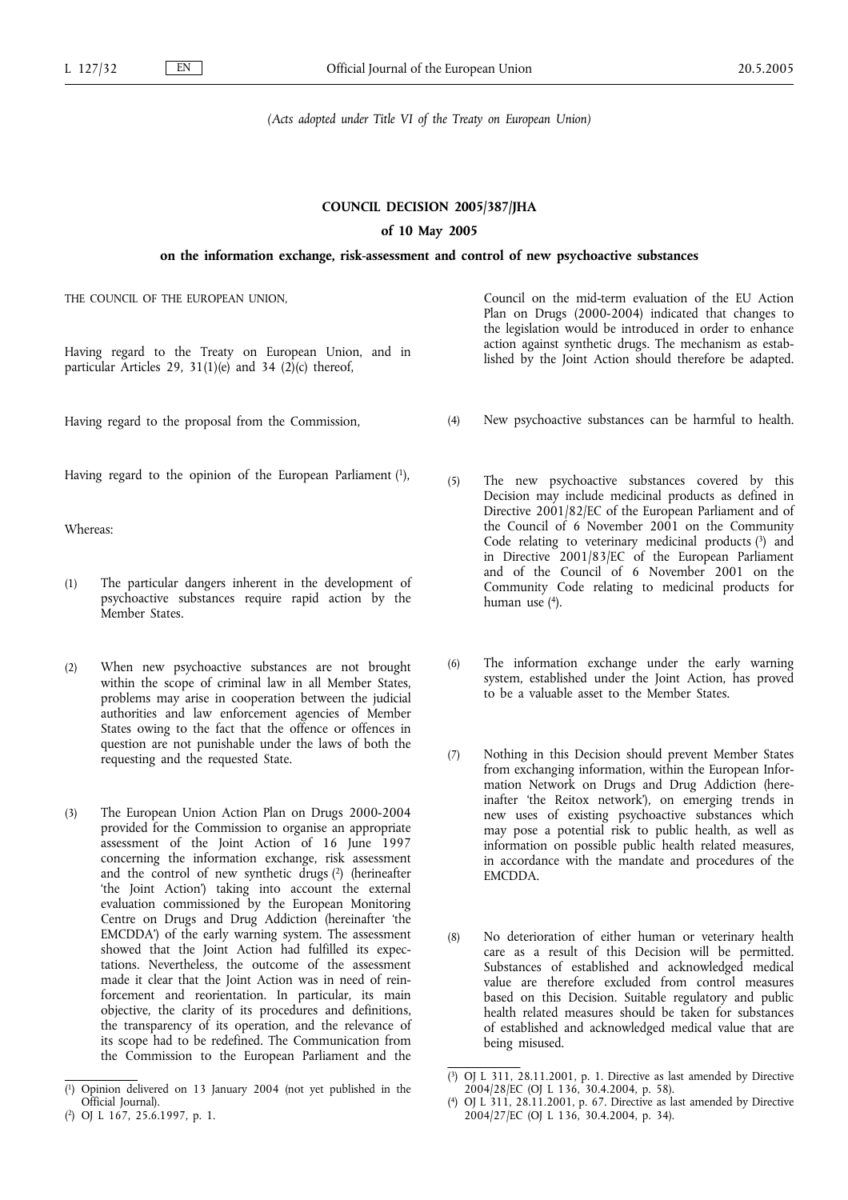*(Acts adopted under Title VI of the Treaty on European Union)*

# COUNCIL DECISION 2005/387/JHA

## of 10 May 2005

## on the information exchange, risk-assessment and control of new psychoactive substances

THE COUNCIL OF THE EUROPEAN UNION,

Having regard to the Treaty on European Union, and in particular Articles 29, 31(1)(e) and 34 (2)(c) thereof,

Having regard to the proposal from the Commission,

Having regard to the opinion of the European Parliament [1],

Whereas:

(1) The particular dangers inherent in the development of psychoactive substances require rapid action by the Member States.

(2) When new psychoactive substances are not brought within the scope of criminal law in all Member States, problems may arise in cooperation between the judicial authorities and law enforcement agencies of Member States owing to the fact that the offence or offences in question are not punishable under the laws of both the requesting and the requested State.

(3) The European Union Action Plan on Drugs 2000-2004 provided for the Commission to organise an appropriate assessment of the Joint Action of 16 June 1997 concerning the information exchange, risk assessment and the control of new synthetic drugs [2] (herineafter 'the Joint Action') taking into account the external evaluation commissioned by the European Monitoring Centre on Drugs and Drug Addiction (hereinafter 'the EMCDDA') of the early warning system. The assessment showed that the Joint Action had fulfilled its expectations. Nevertheless, the outcome of the assessment made it clear that the Joint Action was in need of reinforcement and reorientation. In particular, its main objective, the clarity of its procedures and definitions, the transparency of its operation, and the relevance of its scope had to be redefined. The Communication from the Commission to the European Parliament and the Council on the mid-term evaluation of the EU Action Plan on Drugs (2000-2004) indicated that changes to the legislation would be introduced in order to enhance action against synthetic drugs. The mechanism as established by the Joint Action should therefore be adapted.

(4) New psychoactive substances can be harmful to health.

(5) The new psychoactive substances covered by this Decision may include medicinal products as defined in Directive 2001/82/EC of the European Parliament and of the Council of 6 November 2001 on the Community Code relating to veterinary medicinal products [3] and in Directive 2001/83/EC of the European Parliament and of the Council of 6 November 2001 on the Community Code relating to medicinal products for human use [4].

(6) The information exchange under the early warning system, established under the Joint Action, has proved to be a valuable asset to the Member States.

(7) Nothing in this Decision should prevent Member States from exchanging information, within the European Information Network on Drugs and Drug Addiction (hereinafter 'the Reitox network'), on emerging trends in new uses of existing psychoactive substances which may pose a potential risk to public health, as well as information on possible public health related measures, in accordance with the mandate and procedures of the EMCDDA.

(8) No deterioration of either human or veterinary health care as a result of this Decision will be permitted. Substances of established and acknowledged medical value are therefore excluded from control measures based on this Decision. Suitable regulatory and public health related measures should be taken for substances of established and acknowledged medical value that are being misused.

---

(1) Opinion delivered on 13 January 2004 (not yet published in the Official Journal).

(2) OJ L 167, 25.6.1997, p. 1.

(3) OJ L 311, 28.11.2001, p. 1. Directive as last amended by Directive 2004/28/EC (OJ L 136, 30.4.2004, p. 58).

(4) OJ L 311, 28.11.2001, p. 67. Directive as last amended by Directive 2004/27/EC (OJ L 136, 30.4.2004, p. 34).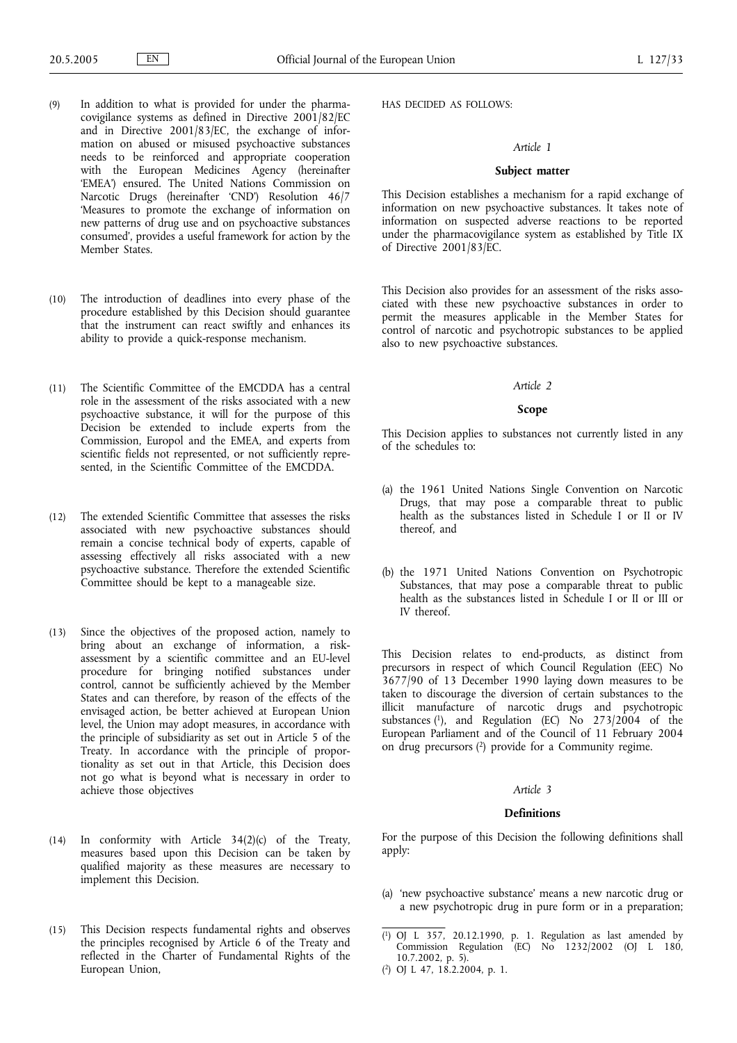(9) In addition to what is provided for under the pharmacovigilance systems as defined in Directive 2001/82/EC and in Directive 2001/83/EC, the exchange of information on abused or misused psychoactive substances needs to be reinforced and appropriate cooperation with the European Medicines Agency (hereinafter 'EMEA') ensured. The United Nations Commission on Narcotic Drugs (hereinafter 'CND') Resolution 46/7 'Measures to promote the exchange of information on new patterns of drug use and on psychoactive substances consumed', provides a useful framework for action by the Member States.

(10) The introduction of deadlines into every phase of the procedure established by this Decision should guarantee that the instrument can react swiftly and enhances its ability to provide a quick-response mechanism.

(11) The Scientific Committee of the EMCDDA has a central role in the assessment of the risks associated with a new psychoactive substance, it will for the purpose of this Decision be extended to include experts from the Commission, Europol and the EMEA, and experts from scientific fields not represented, or not sufficiently represented, in the Scientific Committee of the EMCDDA.

(12) The extended Scientific Committee that assesses the risks associated with new psychoactive substances should remain a concise technical body of experts, capable of assessing effectively all risks associated with a new psychoactive substance. Therefore the extended Scientific Committee should be kept to a manageable size.

(13) Since the objectives of the proposed action, namely to bring about an exchange of information, a risk-assessment by a scientific committee and an EU-level procedure for bringing notified substances under control, cannot be sufficiently achieved by the Member States and can therefore, by reason of the effects of the envisaged action, be better achieved at European Union level, the Union may adopt measures, in accordance with the principle of subsidiarity as set out in Article 5 of the Treaty. In accordance with the principle of proportionality as set out in that Article, this Decision does not go what is beyond what is necessary in order to achieve those objectives

(14) In conformity with Article 34(2)(c) of the Treaty, measures based upon this Decision can be taken by qualified majority as these measures are necessary to implement this Decision.

(15) This Decision respects fundamental rights and observes the principles recognised by Article 6 of the Treaty and reflected in the Charter of Fundamental Rights of the European Union,

HAS DECIDED AS FOLLOWS:

*Article 1*

**Subject matter**

This Decision establishes a mechanism for a rapid exchange of information on new psychoactive substances. It takes note of information on suspected adverse reactions to be reported under the pharmacovigilance system as established by Title IX of Directive 2001/83/EC.

This Decision also provides for an assessment of the risks associated with these new psychoactive substances in order to permit the measures applicable in the Member States for control of narcotic and psychotropic substances to be applied also to new psychoactive substances.

*Article 2*

**Scope**

This Decision applies to substances not currently listed in any of the schedules to:

(a) the 1961 United Nations Single Convention on Narcotic Drugs, that may pose a comparable threat to public health as the substances listed in Schedule I or II or IV thereof, and

(b) the 1971 United Nations Convention on Psychotropic Substances, that may pose a comparable threat to public health as the substances listed in Schedule I or II or III or IV thereof.

This Decision relates to end-products, as distinct from precursors in respect of which Council Regulation (EEC) No 3677/90 of 13 December 1990 laying down measures to be taken to discourage the diversion of certain substances to the illicit manufacture of narcotic drugs and psychotropic substances [1], and Regulation (EC) No 273/2004 of the European Parliament and of the Council of 11 February 2004 on drug precursors [2] provide for a Community regime.

*Article 3*

**Definitions**

For the purpose of this Decision the following definitions shall apply:

(a) 'new psychoactive substance' means a new narcotic drug or a new psychotropic drug in pure form or in a preparation;

---

[1] OJ L 357, 20.12.1990, p. 1. Regulation as last amended by Commission Regulation (EC) No 1232/2002 (OJ L 180, 10.7.2002, p. 5).

[2] OJ L 47, 18.2.2004, p. 1.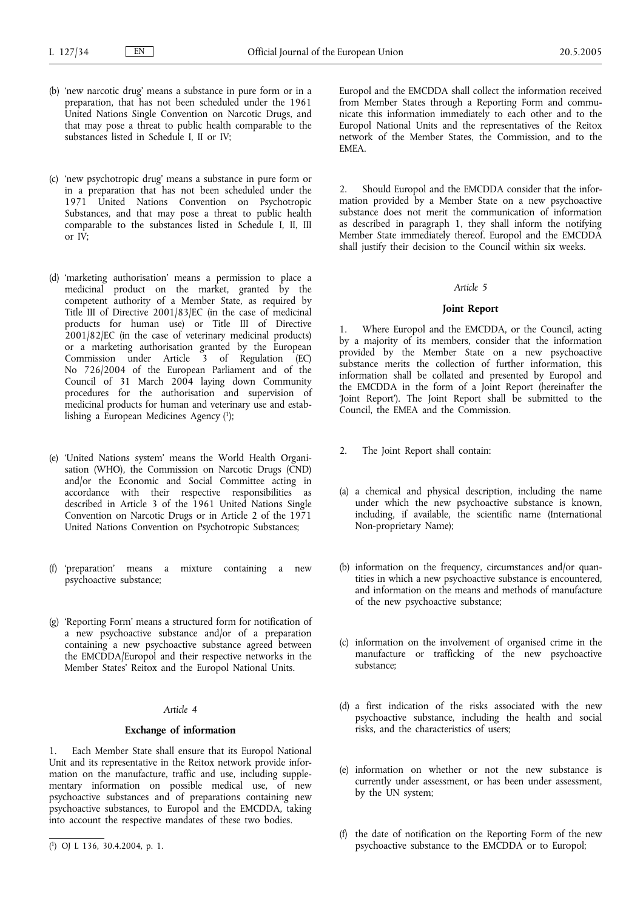(b) 'new narcotic drug' means a substance in pure form or in a preparation, that has not been scheduled under the 1961 United Nations Single Convention on Narcotic Drugs, and that may pose a threat to public health comparable to the substances listed in Schedule I, II or IV;

(c) 'new psychotropic drug' means a substance in pure form or in a preparation that has not been scheduled under the 1971 United Nations Convention on Psychotropic Substances, and that may pose a threat to public health comparable to the substances listed in Schedule I, II, III or IV;

(d) 'marketing authorisation' means a permission to place a medicinal product on the market, granted by the competent authority of a Member State, as required by Title III of Directive 2001/83/EC (in the case of medicinal products for human use) or Title III of Directive 2001/82/EC (in the case of veterinary medicinal products) or a marketing authorisation granted by the European Commission under Article 3 of Regulation (EC) No 726/2004 of the European Parliament and of the Council of 31 March 2004 laying down Community procedures for the authorisation and supervision of medicinal products for human and veterinary use and establishing a European Medicines Agency [1];

(e) 'United Nations system' means the World Health Organisation (WHO), the Commission on Narcotic Drugs (CND) and/or the Economic and Social Committee acting in accordance with their respective responsibilities as described in Article 3 of the 1961 United Nations Single Convention on Narcotic Drugs or in Article 2 of the 1971 United Nations Convention on Psychotropic Substances;

(f) 'preparation' means a mixture containing a new psychoactive substance;

(g) 'Reporting Form' means a structured form for notification of a new psychoactive substance and/or of a preparation containing a new psychoactive substance agreed between the EMCDDA/Europol and their respective networks in the Member States' Reitox and the Europol National Units.

*Article 4*

**Exchange of information**

1. Each Member State shall ensure that its Europol National Unit and its representative in the Reitox network provide information on the manufacture, traffic and use, including supplementary information on possible medical use, of new psychoactive substances and of preparations containing new psychoactive substances, to Europol and the EMCDDA, taking into account the respective mandates of these two bodies.

Europol and the EMCDDA shall collect the information received from Member States through a Reporting Form and communicate this information immediately to each other and to the Europol National Units and the representatives of the Reitox network of the Member States, the Commission, and to the EMEA.

2. Should Europol and the EMCDDA consider that the information provided by a Member State on a new psychoactive substance does not merit the communication of information as described in paragraph 1, they shall inform the notifying Member State immediately thereof. Europol and the EMCDDA shall justify their decision to the Council within six weeks.

*Article 5*

**Joint Report**

1. Where Europol and the EMCDDA, or the Council, acting by a majority of its members, consider that the information provided by the Member State on a new psychoactive substance merits the collection of further information, this information shall be collated and presented by Europol and the EMCDDA in the form of a Joint Report (hereinafter the 'Joint Report'). The Joint Report shall be submitted to the Council, the EMEA and the Commission.

2. The Joint Report shall contain:

(a) a chemical and physical description, including the name under which the new psychoactive substance is known, including, if available, the scientific name (International Non-proprietary Name);

(b) information on the frequency, circumstances and/or quantities in which a new psychoactive substance is encountered, and information on the means and methods of manufacture of the new psychoactive substance;

(c) information on the involvement of organised crime in the manufacture or trafficking of the new psychoactive substance;

(d) a first indication of the risks associated with the new psychoactive substance, including the health and social risks, and the characteristics of users;

(e) information on whether or not the new substance is currently under assessment, or has been under assessment, by the UN system;

(f) the date of notification on the Reporting Form of the new psychoactive substance to the EMCDDA or to Europol;

[1] OJ L 136, 30.4.2004, p. 1.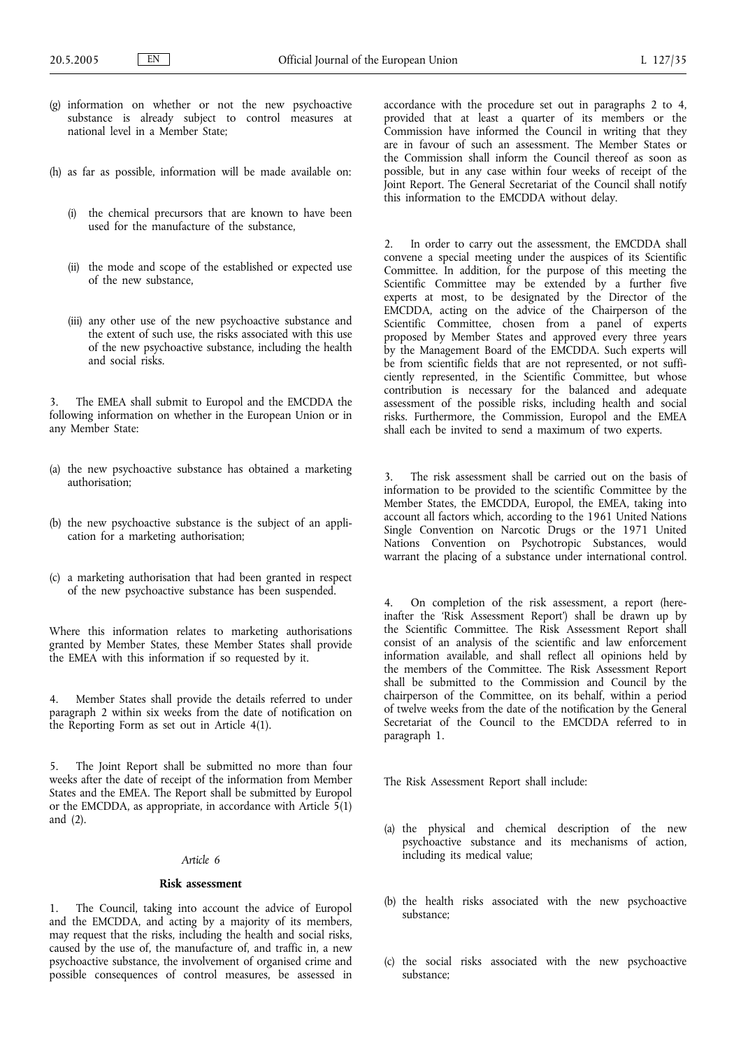(g) information on whether or not the new psychoactive substance is already subject to control measures at national level in a Member State;

(h) as far as possible, information will be made available on:

  (i) the chemical precursors that are known to have been used for the manufacture of the substance,

  (ii) the mode and scope of the established or expected use of the new substance,

  (iii) any other use of the new psychoactive substance and the extent of such use, the risks associated with this use of the new psychoactive substance, including the health and social risks.

3. The EMEA shall submit to Europol and the EMCDDA the following information on whether in the European Union or in any Member State:

(a) the new psychoactive substance has obtained a marketing authorisation;

(b) the new psychoactive substance is the subject of an application for a marketing authorisation;

(c) a marketing authorisation that had been granted in respect of the new psychoactive substance has been suspended.

Where this information relates to marketing authorisations granted by Member States, these Member States shall provide the EMEA with this information if so requested by it.

4. Member States shall provide the details referred to under paragraph 2 within six weeks from the date of notification on the Reporting Form as set out in Article 4(1).

5. The Joint Report shall be submitted no more than four weeks after the date of receipt of the information from Member States and the EMEA. The Report shall be submitted by Europol or the EMCDDA, as appropriate, in accordance with Article 5(1) and (2).

*Article 6*

**Risk assessment**

1. The Council, taking into account the advice of Europol and the EMCDDA, and acting by a majority of its members, may request that the risks, including the health and social risks, caused by the use of, the manufacture of, and traffic in, a new psychoactive substance, the involvement of organised crime and possible consequences of control measures, be assessed in accordance with the procedure set out in paragraphs 2 to 4, provided that at least a quarter of its members or the Commission have informed the Council in writing that they are in favour of such an assessment. The Member States or the Commission shall inform the Council thereof as soon as possible, but in any case within four weeks of receipt of the Joint Report. The General Secretariat of the Council shall notify this information to the EMCDDA without delay.

2. In order to carry out the assessment, the EMCDDA shall convene a special meeting under the auspices of its Scientific Committee. In addition, for the purpose of this meeting the Scientific Committee may be extended by a further five experts at most, to be designated by the Director of the EMCDDA, acting on the advice of the Chairperson of the Scientific Committee, chosen from a panel of experts proposed by Member States and approved every three years by the Management Board of the EMCDDA. Such experts will be from scientific fields that are not represented, or not sufficiently represented, in the Scientific Committee, but whose contribution is necessary for the balanced and adequate assessment of the possible risks, including health and social risks. Furthermore, the Commission, Europol and the EMEA shall each be invited to send a maximum of two experts.

3. The risk assessment shall be carried out on the basis of information to be provided to the scientific Committee by the Member States, the EMCDDA, Europol, the EMEA, taking into account all factors which, according to the 1961 United Nations Single Convention on Narcotic Drugs or the 1971 United Nations Convention on Psychotropic Substances, would warrant the placing of a substance under international control.

4. On completion of the risk assessment, a report (hereinafter the 'Risk Assessment Report') shall be drawn up by the Scientific Committee. The Risk Assessment Report shall consist of an analysis of the scientific and law enforcement information available, and shall reflect all opinions held by the members of the Committee. The Risk Assessment Report shall be submitted to the Commission and Council by the chairperson of the Committee, on its behalf, within a period of twelve weeks from the date of the notification by the General Secretariat of the Council to the EMCDDA referred to in paragraph 1.

The Risk Assessment Report shall include:

(a) the physical and chemical description of the new psychoactive substance and its mechanisms of action, including its medical value;

(b) the health risks associated with the new psychoactive substance;

(c) the social risks associated with the new psychoactive substance;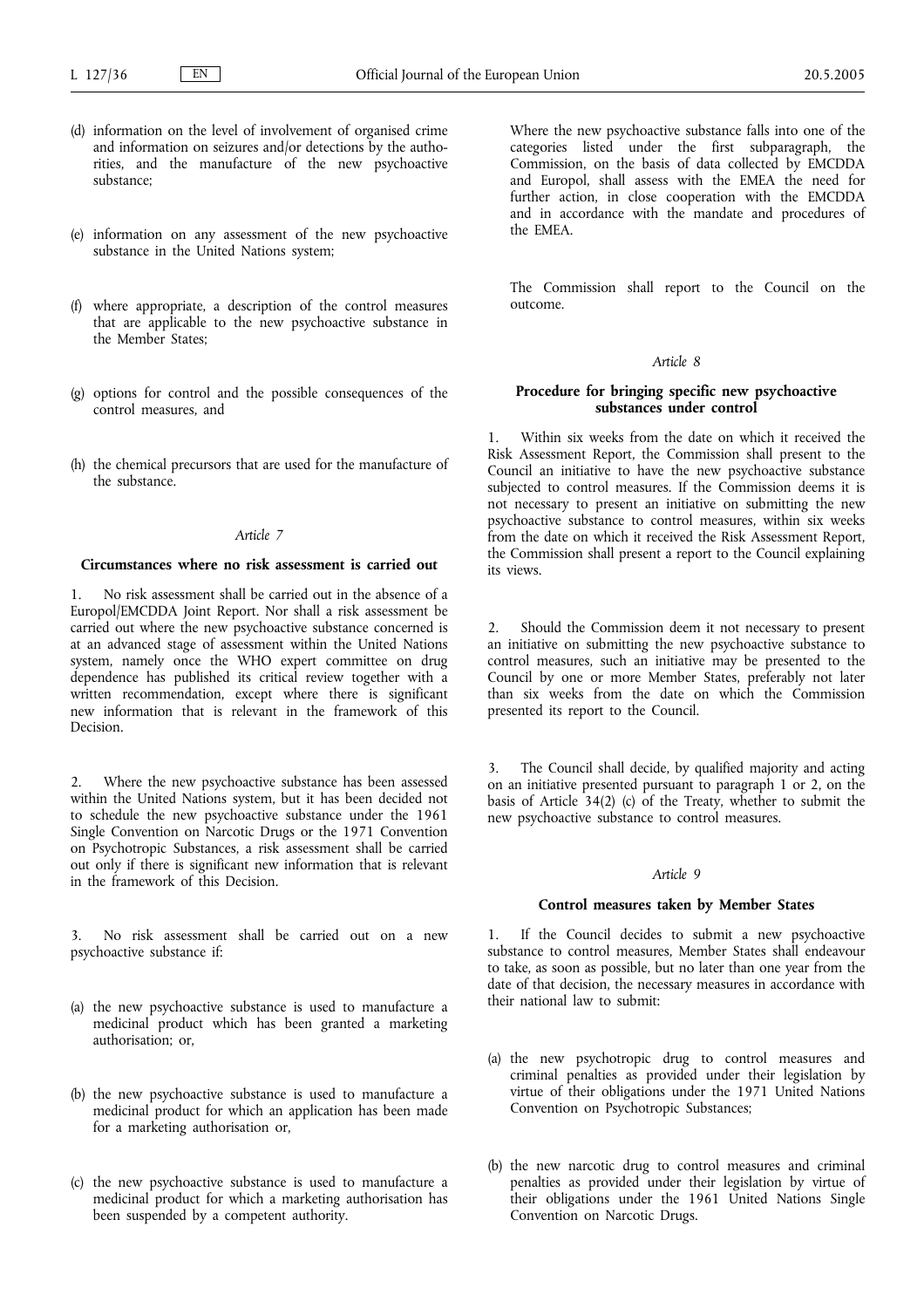(d) information on the level of involvement of organised crime and information on seizures and/or detections by the authorities, and the manufacture of the new psychoactive substance;

(e) information on any assessment of the new psychoactive substance in the United Nations system;

(f) where appropriate, a description of the control measures that are applicable to the new psychoactive substance in the Member States;

(g) options for control and the possible consequences of the control measures, and

(h) the chemical precursors that are used for the manufacture of the substance.

*Article 7*

**Circumstances where no risk assessment is carried out**

1. No risk assessment shall be carried out in the absence of a Europol/EMCDDA Joint Report. Nor shall a risk assessment be carried out where the new psychoactive substance concerned is at an advanced stage of assessment within the United Nations system, namely once the WHO expert committee on drug dependence has published its critical review together with a written recommendation, except where there is significant new information that is relevant in the framework of this Decision.

2. Where the new psychoactive substance has been assessed within the United Nations system, but it has been decided not to schedule the new psychoactive substance under the 1961 Single Convention on Narcotic Drugs or the 1971 Convention on Psychotropic Substances, a risk assessment shall be carried out only if there is significant new information that is relevant in the framework of this Decision.

3. No risk assessment shall be carried out on a new psychoactive substance if:

(a) the new psychoactive substance is used to manufacture a medicinal product which has been granted a marketing authorisation; or,

(b) the new psychoactive substance is used to manufacture a medicinal product for which an application has been made for a marketing authorisation or,

(c) the new psychoactive substance is used to manufacture a medicinal product for which a marketing authorisation has been suspended by a competent authority.

Where the new psychoactive substance falls into one of the categories listed under the first subparagraph, the Commission, on the basis of data collected by EMCDDA and Europol, shall assess with the EMEA the need for further action, in close cooperation with the EMCDDA and in accordance with the mandate and procedures of the EMEA.

The Commission shall report to the Council on the outcome.

*Article 8*

**Procedure for bringing specific new psychoactive substances under control**

1. Within six weeks from the date on which it received the Risk Assessment Report, the Commission shall present to the Council an initiative to have the new psychoactive substance subjected to control measures. If the Commission deems it is not necessary to present an initiative on submitting the new psychoactive substance to control measures, within six weeks from the date on which it received the Risk Assessment Report, the Commission shall present a report to the Council explaining its views.

2. Should the Commission deem it not necessary to present an initiative on submitting the new psychoactive substance to control measures, such an initiative may be presented to the Council by one or more Member States, preferably not later than six weeks from the date on which the Commission presented its report to the Council.

3. The Council shall decide, by qualified majority and acting on an initiative presented pursuant to paragraph 1 or 2, on the basis of Article 34(2) (c) of the Treaty, whether to submit the new psychoactive substance to control measures.

*Article 9*

**Control measures taken by Member States**

1. If the Council decides to submit a new psychoactive substance to control measures, Member States shall endeavour to take, as soon as possible, but no later than one year from the date of that decision, the necessary measures in accordance with their national law to submit:

(a) the new psychotropic drug to control measures and criminal penalties as provided under their legislation by virtue of their obligations under the 1971 United Nations Convention on Psychotropic Substances;

(b) the new narcotic drug to control measures and criminal penalties as provided under their legislation by virtue of their obligations under the 1961 United Nations Single Convention on Narcotic Drugs.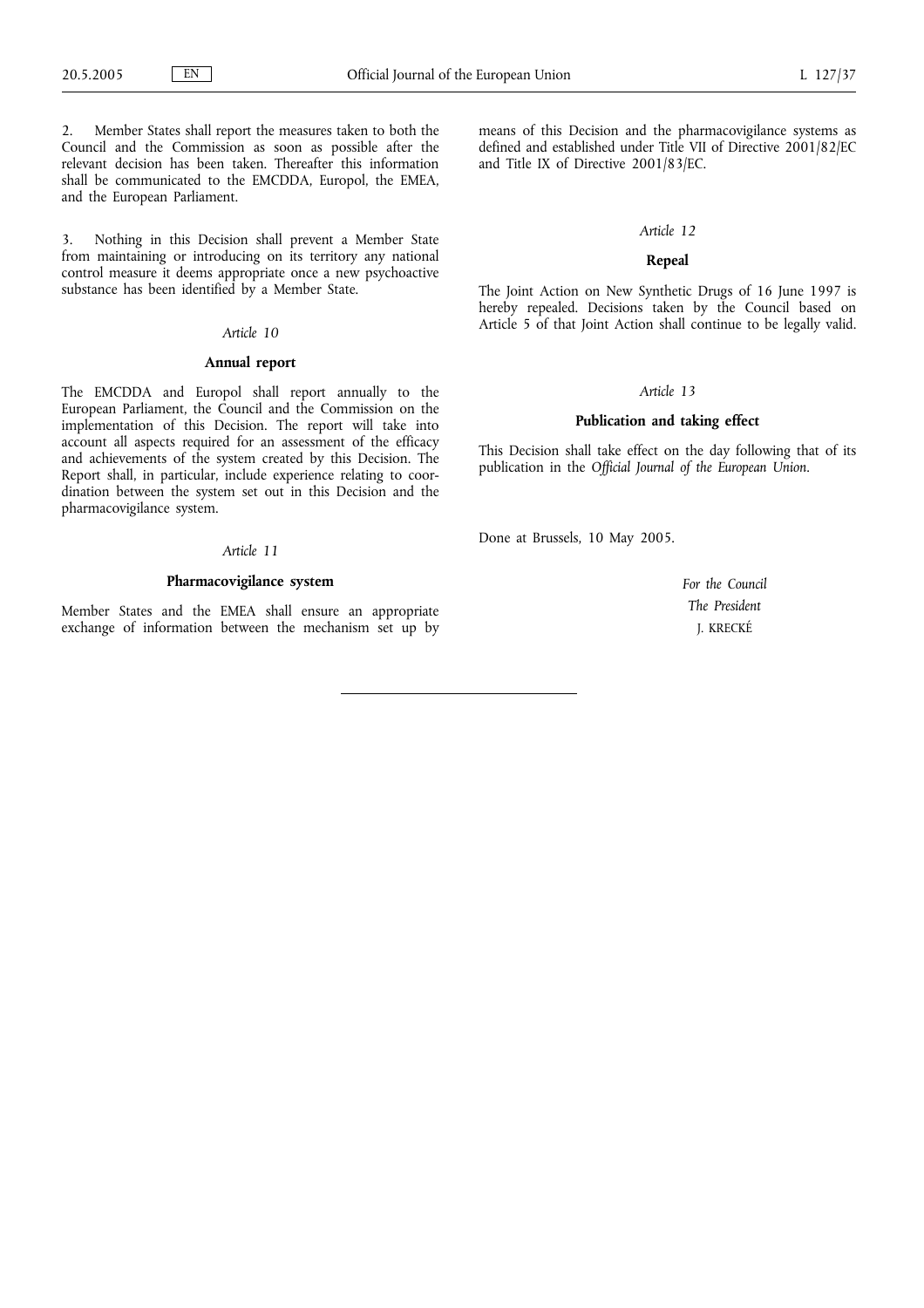2. Member States shall report the measures taken to both the Council and the Commission as soon as possible after the relevant decision has been taken. Thereafter this information shall be communicated to the EMCDDA, Europol, the EMEA, and the European Parliament.

3. Nothing in this Decision shall prevent a Member State from maintaining or introducing on its territory any national control measure it deems appropriate once a new psychoactive substance has been identified by a Member State.

*Article 10*

**Annual report**

The EMCDDA and Europol shall report annually to the European Parliament, the Council and the Commission on the implementation of this Decision. The report will take into account all aspects required for an assessment of the efficacy and achievements of the system created by this Decision. The Report shall, in particular, include experience relating to coordination between the system set out in this Decision and the pharmacovigilance system.

*Article 11*

**Pharmacovigilance system**

Member States and the EMEA shall ensure an appropriate exchange of information between the mechanism set up by means of this Decision and the pharmacovigilance systems as defined and established under Title VII of Directive 2001/82/EC and Title IX of Directive 2001/83/EC.

*Article 12*

**Repeal**

The Joint Action on New Synthetic Drugs of 16 June 1997 is hereby repealed. Decisions taken by the Council based on Article 5 of that Joint Action shall continue to be legally valid.

*Article 13*

**Publication and taking effect**

This Decision shall take effect on the day following that of its publication in the *Official Journal of the European Union*.

Done at Brussels, 10 May 2005.

*For the Council*

*The President*

J. KRECKÉ